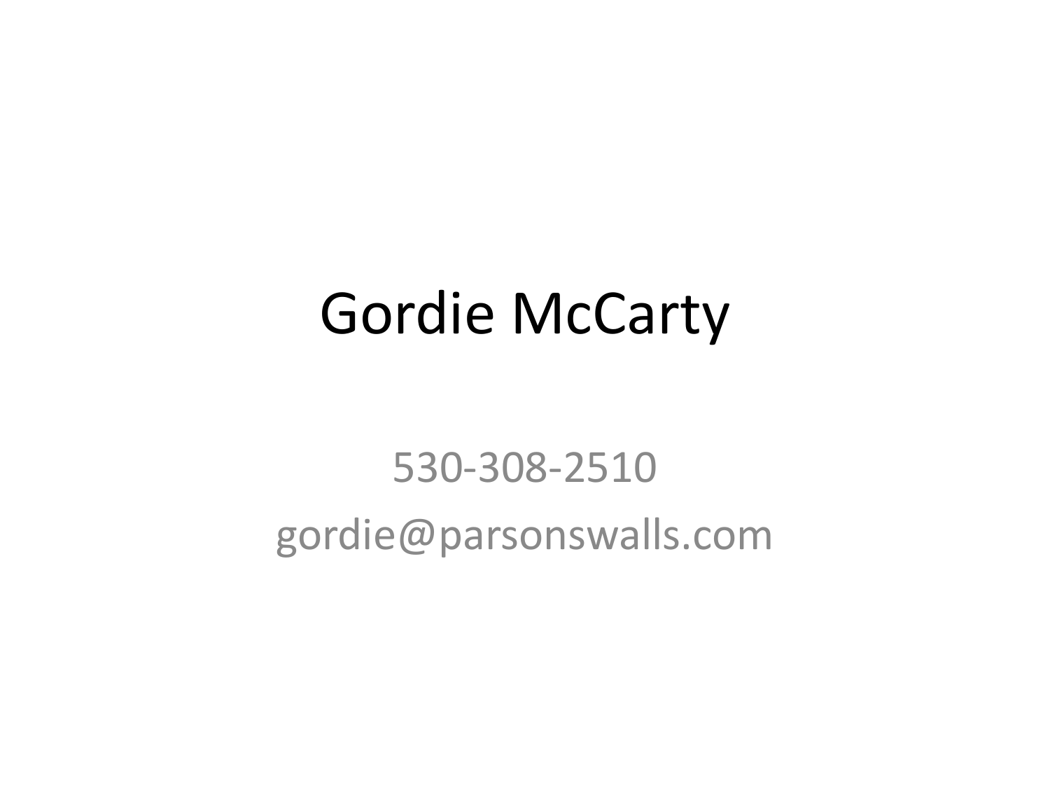# Gordie McCarty

530-308-2510

gordie@parsonswalls.com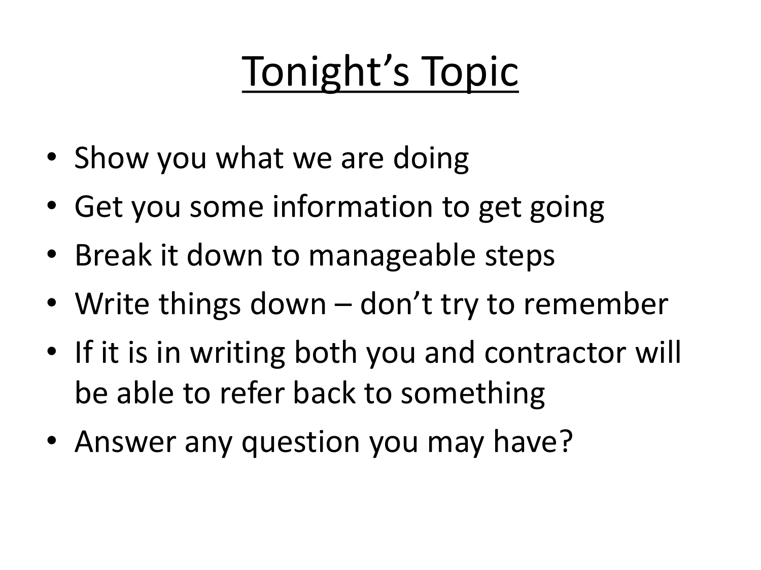# Tonight's Topic

- Show you what we are doing
- Get you some information to get going
- Break it down to manageable steps
- Write things down – don't try to remember
- If it is in writing both you and contractor will be able to refer back to something
- Answer any question you may have?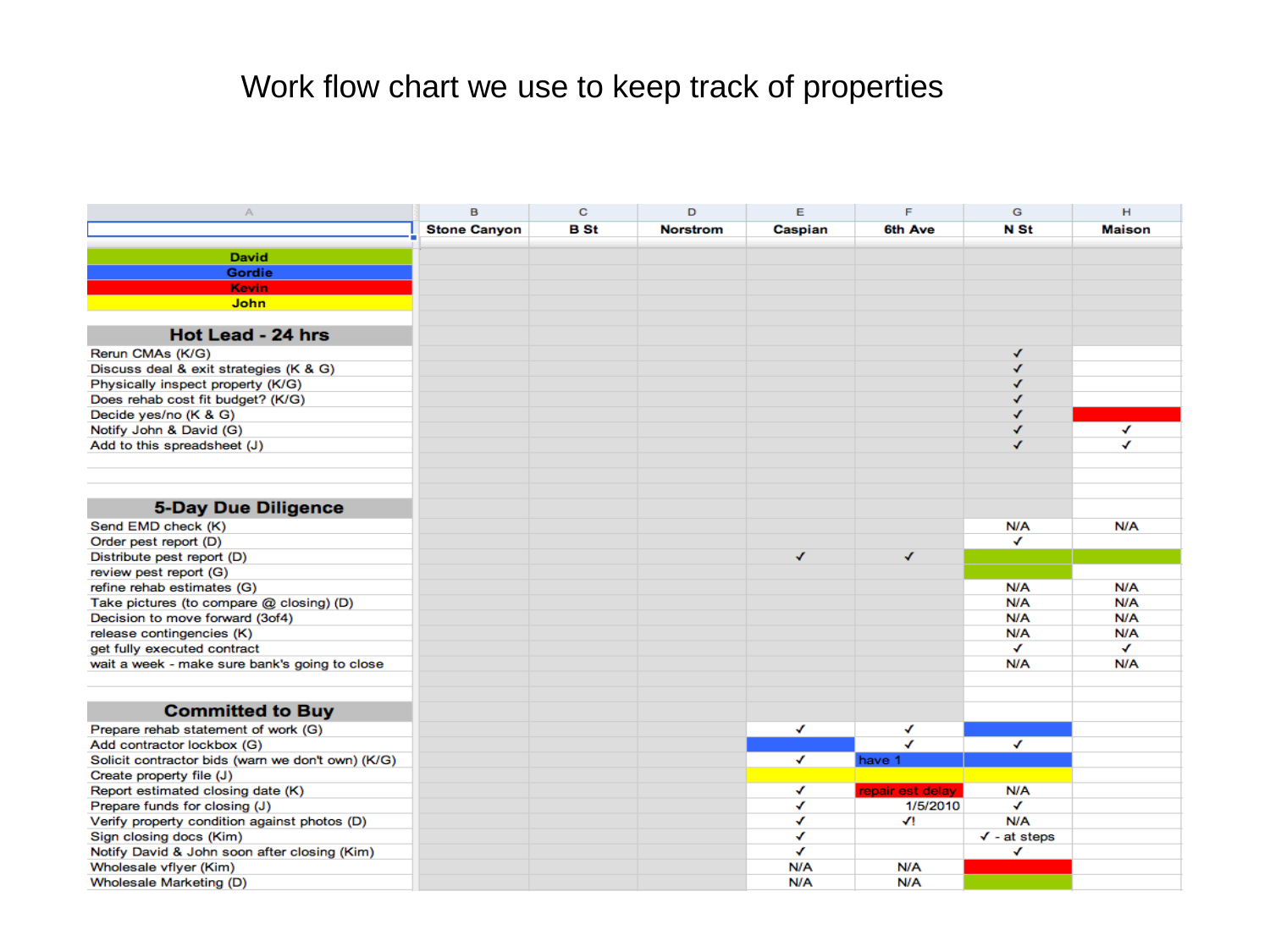# Work flow chart we use to keep track of properties

| | Stone Canyon | B St | Norstrom | Caspian | 6th Ave | N St | Maison |
|---|---|---|---|---|---|---|---|
| David | | | | | | | |
| Gordie | | | | | | | |
| Kevin | | | | | | | |
| John | | | | | | | |
| **Hot Lead - 24 hrs** | | | | | | | |
| Rerun CMAs (K/G) | | | | | | ✓ | |
| Discuss deal & exit strategies (K & G) | | | | | | ✓ | |
| Physically inspect property (K/G) | | | | | | ✓ | |
| Does rehab cost fit budget? (K/G) | | | | | | ✓ | |
| Decide yes/no (K & G) | | | | | | ✓ | |
| Notify John & David (G) | | | | | | ✓ | ✓ |
| Add to this spreadsheet (J) | | | | | | ✓ | ✓ |
| **5-Day Due Diligence** | | | | | | | |
| Send EMD check (K) | | | | | | N/A | N/A |
| Order pest report (D) | | | | | | ✓ | |
| Distribute pest report (D) | | | | ✓ | ✓ | | |
| review pest report (G) | | | | | | | |
| refine rehab estimates (G) | | | | | | N/A | N/A |
| Take pictures (to compare @ closing) (D) | | | | | | N/A | N/A |
| Decision to move forward (3of4) | | | | | | N/A | N/A |
| release contingencies (K) | | | | | | N/A | N/A |
| get fully executed contract | | | | | | ✓ | ✓ |
| wait a week - make sure bank's going to close | | | | | | N/A | N/A |
| **Committed to Buy** | | | | | | | |
| Prepare rehab statement of work (G) | | | | ✓ | ✓ | | |
| Add contractor lockbox (G) | | | | | ✓ | ✓ | |
| Solicit contractor bids (warn we don't own) (K/G) | | | | ✓ | have 1 | | |
| Create property file (J) | | | | | | | |
| Report estimated closing date (K) | | | | ✓ | repair est delay | N/A | |
| Prepare funds for closing (J) | | | | ✓ | 1/5/2010 | ✓ | |
| Verify property condition against photos (D) | | | | ✓ | ✓! | N/A | |
| Sign closing docs (Kim) | | | | ✓ | | ✓ - at steps | |
| Notify David & John soon after closing (Kim) | | | | ✓ | | ✓ | |
| Wholesale vflyer (Kim) | | | | N/A | N/A | | |
| Wholesale Marketing (D) | | | | N/A | N/A | | |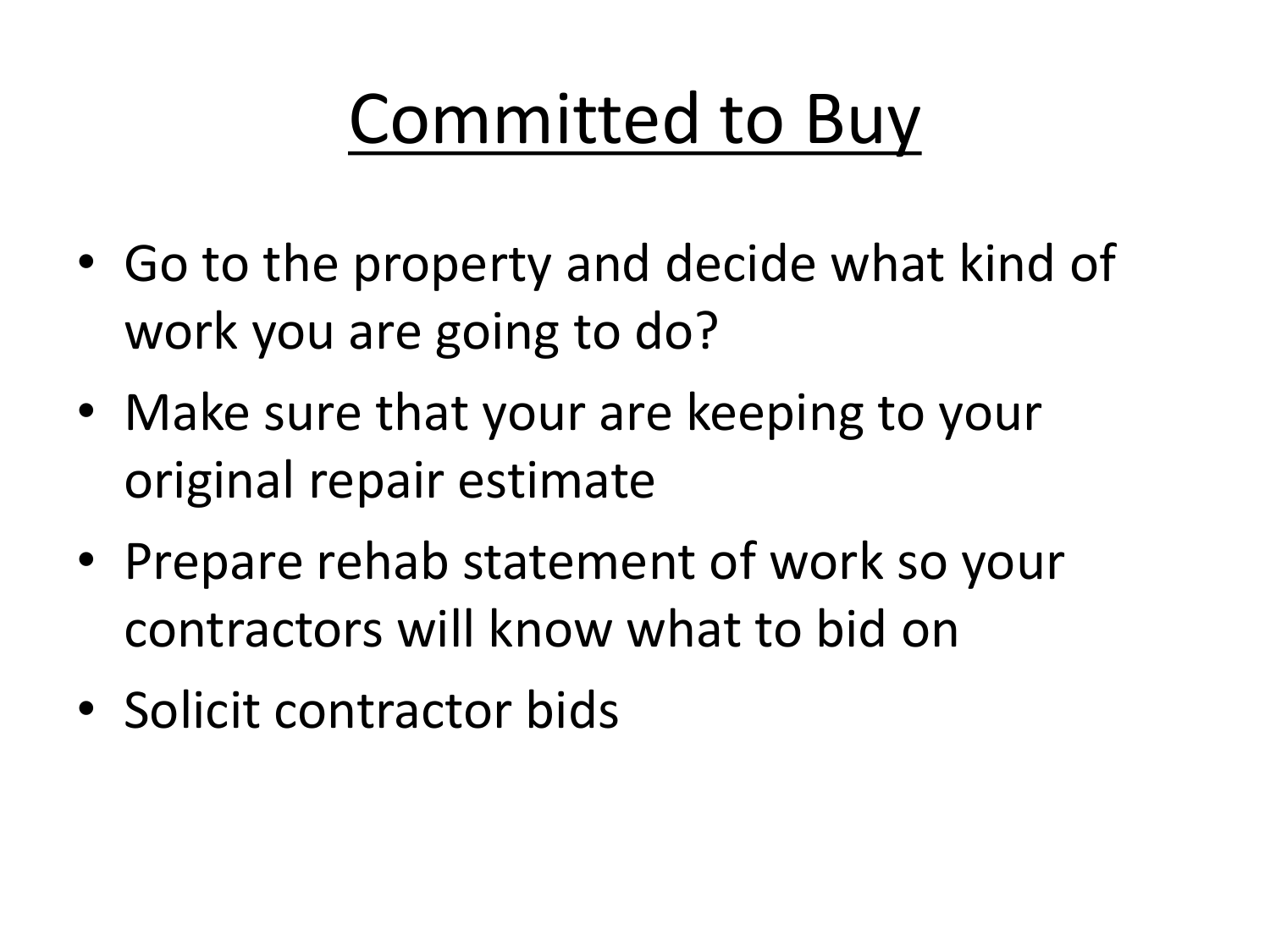# Committed to Buy

- Go to the property and decide what kind of work you are going to do?
- Make sure that your are keeping to your original repair estimate
- Prepare rehab statement of work so your contractors will know what to bid on
- Solicit contractor bids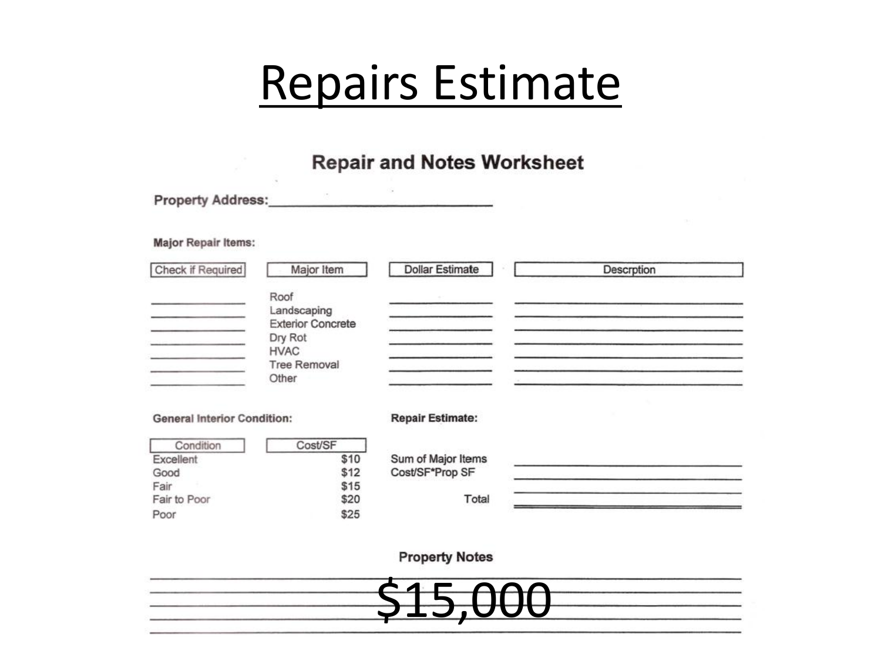# Repairs Estimate

## Repair and Notes Worksheet

**Property Address:**\_\_\_\_\_\_\_\_\_\_\_\_\_\_\_\_\_\_\_\_\_\_\_\_\_\_\_\_

**Major Repair Items:**

| Check if Required | Major Item | Dollar Estimate | Descrption |
|---|---|---|---|
| | Roof | | |
| | Landscaping | | |
| | Exterior Concrete | | |
| | Dry Rot | | |
| | HVAC | | |
| | Tree Removal | | |
| | Other | | |

**General Interior Condition:**

| Condition | Cost/SF |
|---|---|
| Excellent | $10 |
| Good | $12 |
| Fair | $15 |
| Fair to Poor | $20 |
| Poor | $25 |

**Repair Estimate:**

| | |
|---|---|
| Sum of Major Items | |
| Cost/SF*Prop SF | |
| Total | |

**Property Notes**

$15,000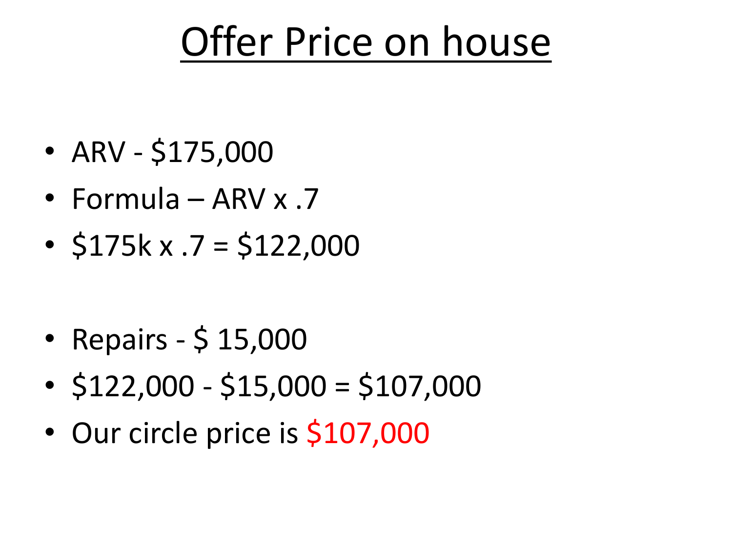# Offer Price on house

- ARV - $175,000
- Formula – ARV x .7
- $175k x .7 = $122,000

- Repairs - $ 15,000
- $122,000 - $15,000 = $107,000
- Our circle price is $107,000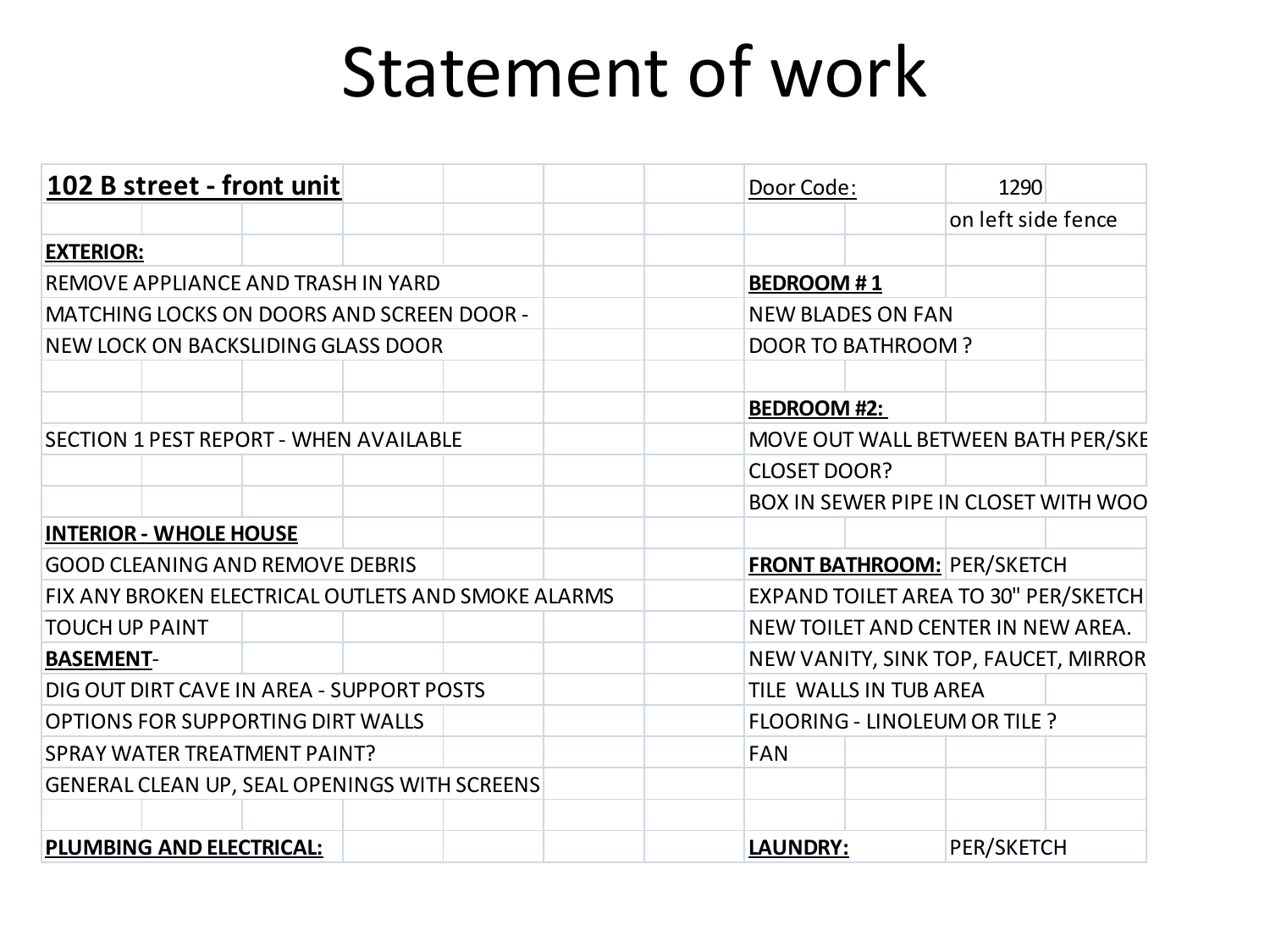# Statement of work

| **102 B street - front unit** | Door Code: 1290 on left side fence |
|---|---|
| **EXTERIOR:** | |
| REMOVE APPLIANCE AND TRASH IN YARD | **BEDROOM # 1** |
| MATCHING LOCKS ON DOORS AND SCREEN DOOR - | NEW BLADES ON FAN |
| NEW LOCK ON BACKSLIDING GLASS DOOR | DOOR TO BATHROOM ? |
| | |
| | **BEDROOM #2:** |
| SECTION 1 PEST REPORT - WHEN AVAILABLE | MOVE OUT WALL BETWEEN BATH PER/SKE |
| | CLOSET DOOR? |
| | BOX IN SEWER PIPE IN CLOSET WITH WOO |
| **INTERIOR - WHOLE HOUSE** | |
| GOOD CLEANING AND REMOVE DEBRIS | **FRONT BATHROOM:** PER/SKETCH |
| FIX ANY BROKEN ELECTRICAL OUTLETS AND SMOKE ALARMS | EXPAND TOILET AREA TO 30" PER/SKETCH |
| TOUCH UP PAINT | NEW TOILET AND CENTER IN NEW AREA. |
| **BASEMENT**- | NEW VANITY, SINK TOP, FAUCET, MIRROR |
| DIG OUT DIRT CAVE IN AREA - SUPPORT POSTS | TILE WALLS IN TUB AREA |
| OPTIONS FOR SUPPORTING DIRT WALLS | FLOORING - LINOLEUM OR TILE ? |
| SPRAY WATER TREATMENT PAINT? | FAN |
| GENERAL CLEAN UP, SEAL OPENINGS WITH SCREENS | |
| | |
| **PLUMBING AND ELECTRICAL:** | **LAUNDRY:** PER/SKETCH |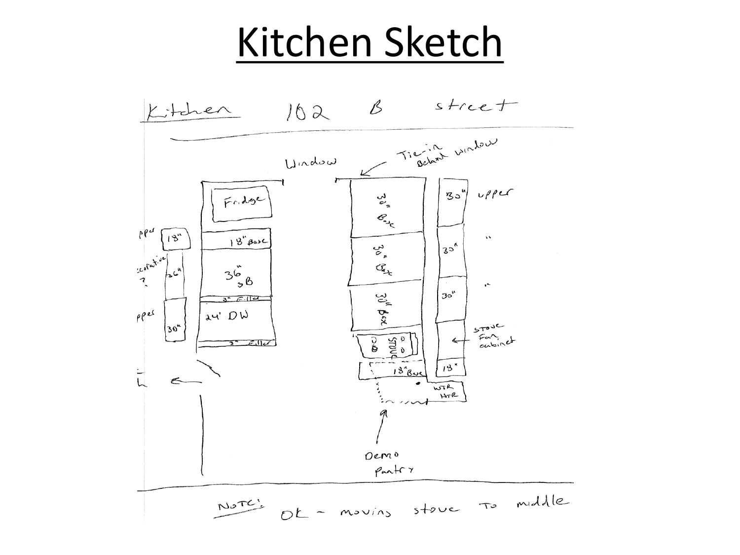# Kitchen Sketch

Kitchen 102 B street

Window

Tie-in Behind window

Fridge

18" Base

36" SB

3" Filler

24' DW

3" Filler

Upper 18"

Decorative ? 36"

Upper 30"

30" Base

30" Base

30" Base

STOVE

18" Base

WTR HTR

30" upper

30" "

30" "

STOVE Fan cabinet

18"

Demo Pantry

NOTE: OK - moving stove to middle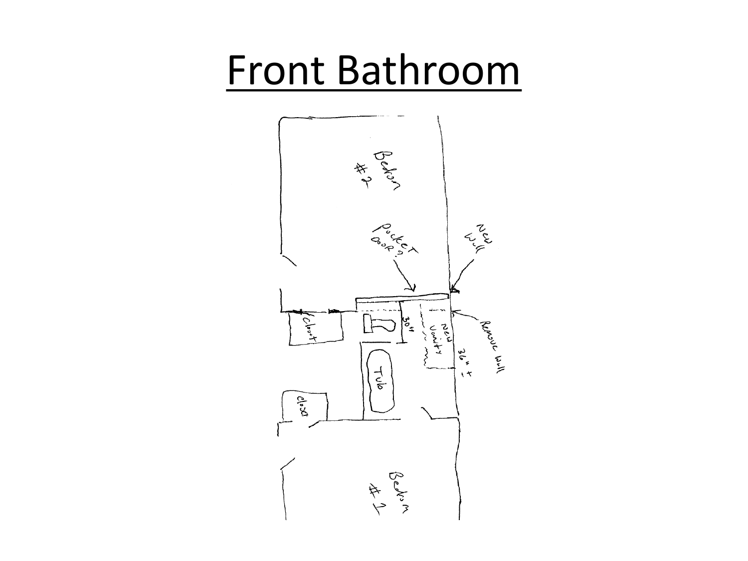# Front Bathroom

Bedrm #2

Pocket Door?

New Wall

Closet

30"

New Vanity

Remove Wall

36" ±

Tub

closet

Bedrm #1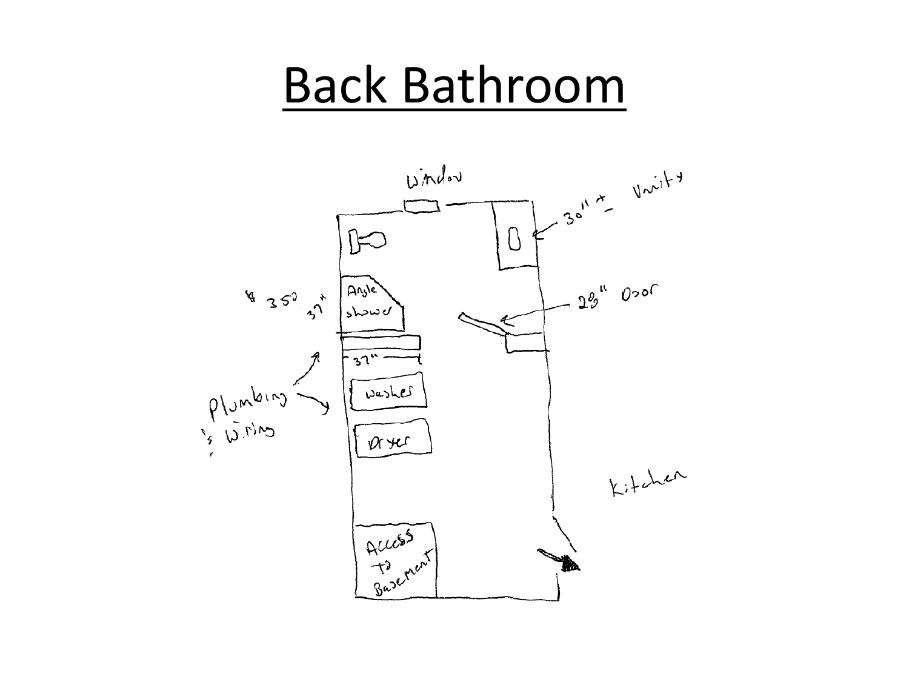# Back Bathroom

Window

30" ± Vanity

28" Door

$ 350

37"

Angle shower

37"

Plumbing & Wiring

Washer

Dryer

Access to Basement

Kitchen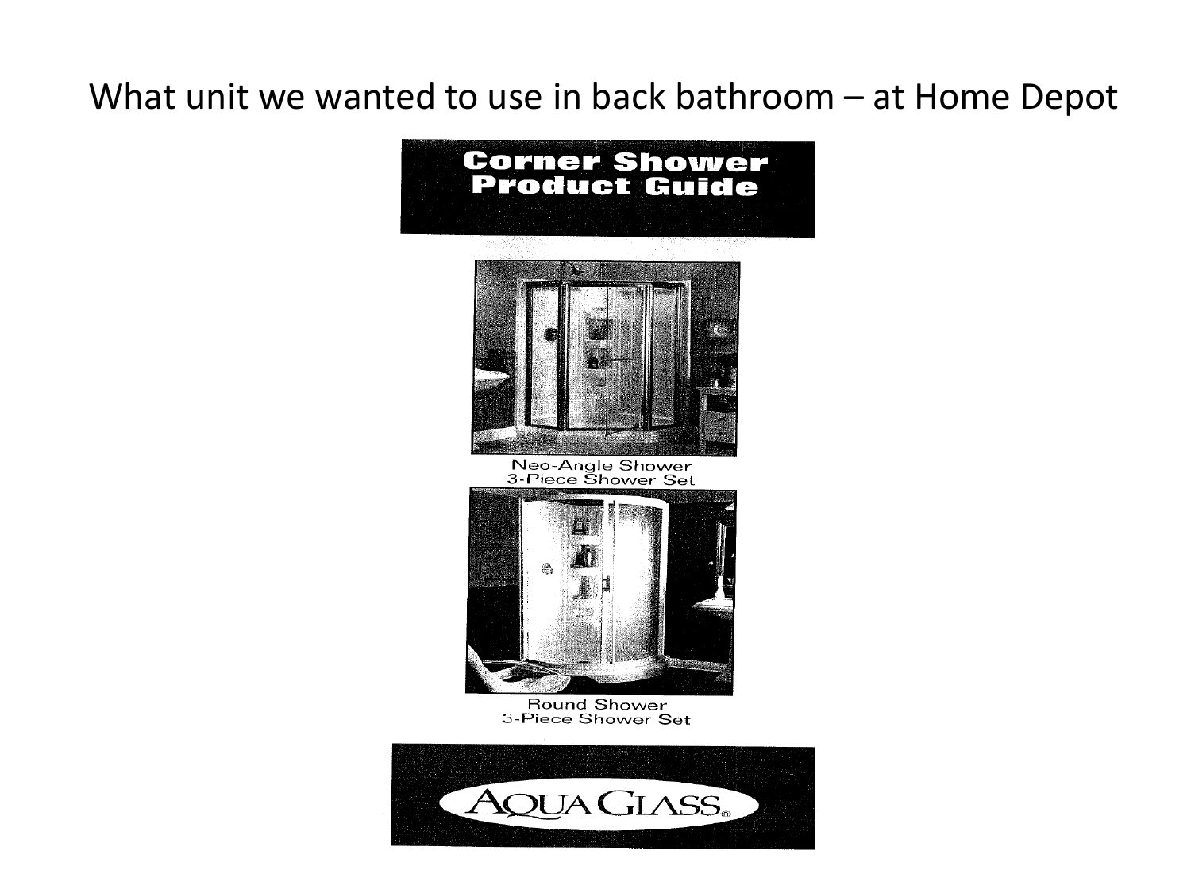# What unit we wanted to use in back bathroom – at Home Depot

**Corner Shower Product Guide**

Neo-Angle Shower
3-Piece Shower Set

Round Shower
3-Piece Shower Set

AQUA GLASS®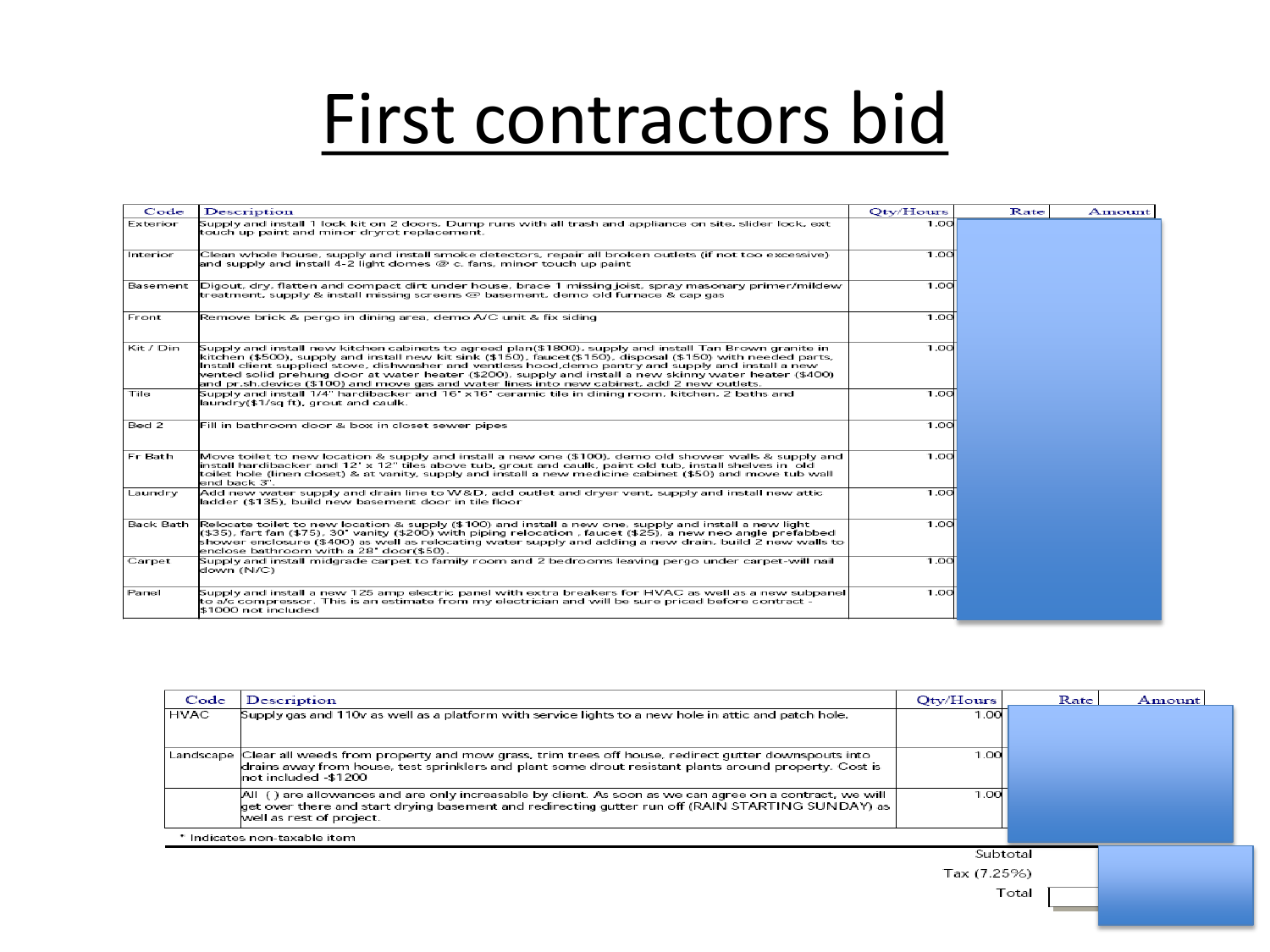# First contractors bid

| Code | Description | Qty/Hours | Rate | Amount |
|---|---|---|---|---|
| Exterior | Supply and install 1 lock kit on 2 doors. Dump runs with all trash and appliance on site, slider lock, ext touch up paint and minor dryrot replacement. | 1.00 | | |
| Interior | Clean whole house, supply and install smoke detectors, repair all broken outlets (if not too excessive) and supply and install 4-2 light domes @ c. fans, minor touch up paint | 1.00 | | |
| Basement | Digout, dry, flatten and compact dirt under house, brace 1 missing joist, spray masonary primer/mildew treatment, supply & install missing screens @ basement, demo old furnace & cap gas | 1.00 | | |
| Front | Remove brick & pergo in dining area, demo A/C unit & fix siding | 1.00 | | |
| Kit / Din | Supply and install new kitchen cabinets to agreed plan($1800), supply and install Tan Brown granite in kitchen ($500), supply and install new kit sink ($150), faucet($150), disposal ($150) with needed parts, Install client supplied stove, dishwasher and ventless hood,demo pantry and supply and install a new vented solid prehung door at water heater ($200), supply and install a new skinny water heater ($400) and pr.sh.device ($100) and move gas and water lines into new cabinet, add 2 new outlets. | 1.00 | | |
| Tile | Supply and install 1/4" hardibacker and 16" x16" ceramic tile in dining room, kitchen, 2 baths and laundry($1/sq ft), grout and caulk. | 1.00 | | |
| Bed 2 | Fill in bathroom door & box in closet sewer pipes | 1.00 | | |
| Fr Bath | Move toilet to new location & supply and install a new one ($100), demo old shower walls & supply and install hardibacker and 12" x 12" tiles above tub, grout and caulk, paint old tub, install shelves in old toilet hole (linen closet) & at vanity, supply and install a new medicine cabinet ($50) and move tub wall end back 3". | 1.00 | | |
| Laundry | Add new water supply and drain line to W&D, add outlet and dryer vent, supply and install new attic ladder ($135), build new basement door in tile floor | 1.00 | | |
| Back Bath | Relocate toilet to new location & supply ($100) and install a new one, supply and install a new light ($35), fart fan ($75), 30" vanity ($200) with piping relocation , faucet ($25), a new neo angle prefabbed shower enclosure ($400) as well as relocating water supply and adding a new drain, build 2 new walls to enclose bathroom with a 28" door($50). | 1.00 | | |
| Carpet | Supply and install midgrade carpet to family room and 2 bedrooms leaving pergo under carpet-will nail down (N/C) | 1.00 | | |
| Panel | Supply and install a new 125 amp electric panel with extra breakers for HVAC as well as a new subpanel to a/c compressor. This is an estimate from my electrician and will be sure priced before contract - $1000 not included | 1.00 | | |
| HVAC | Supply gas and 110v as well as a platform with service lights to a new hole in attic and patch hole. | 1.00 | | |
| Landscape | Clear all weeds from property and mow grass, trim trees off house, redirect gutter downspouts into drains away from house, test sprinklers and plant some drout resistant plants around property. Cost is not included -$1200 | 1.00 | | |
| | All () are allowances and are only increasable by client. As soon as we can agree on a contract, we will get over there and start drying basement and redirecting gutter run off (RAIN STARTING SUNDAY) as well as rest of project. | 1.00 | | |

\* Indicates non-taxable item

Subtotal

Tax (7.25%)

Total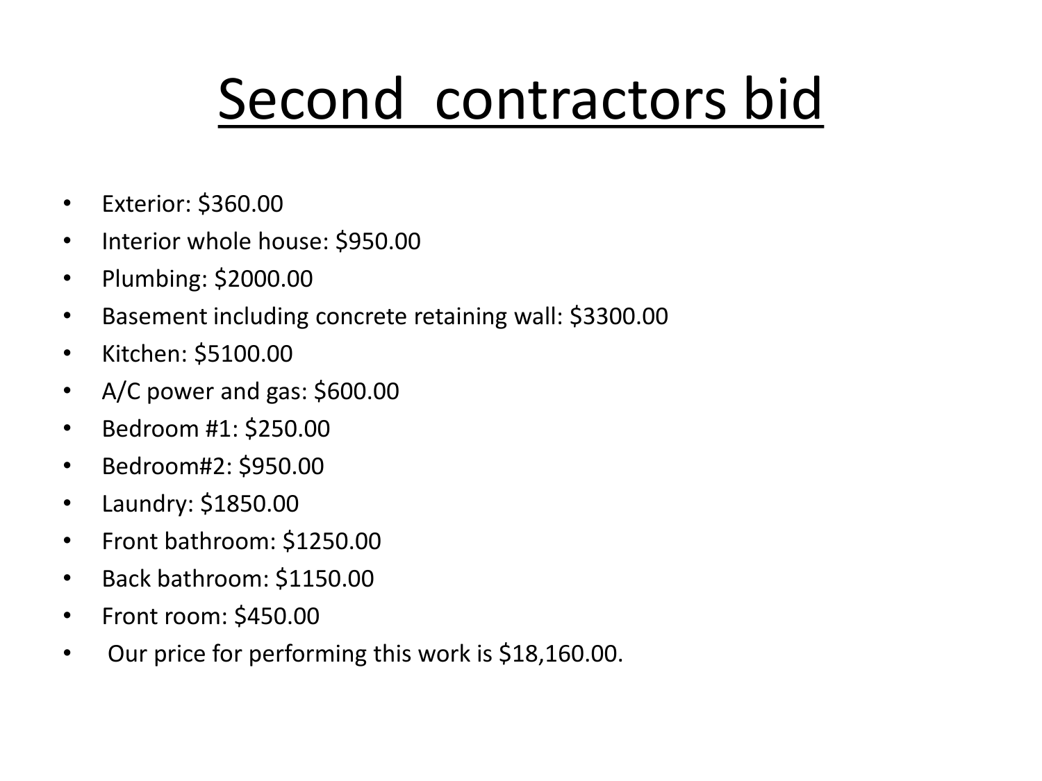# Second  contractors bid

- Exterior: $360.00
- Interior whole house: $950.00
- Plumbing: $2000.00
- Basement including concrete retaining wall: $3300.00
- Kitchen: $5100.00
- A/C power and gas: $600.00
- Bedroom #1: $250.00
- Bedroom#2: $950.00
- Laundry: $1850.00
- Front bathroom: $1250.00
- Back bathroom: $1150.00
- Front room: $450.00
- Our price for performing this work is $18,160.00.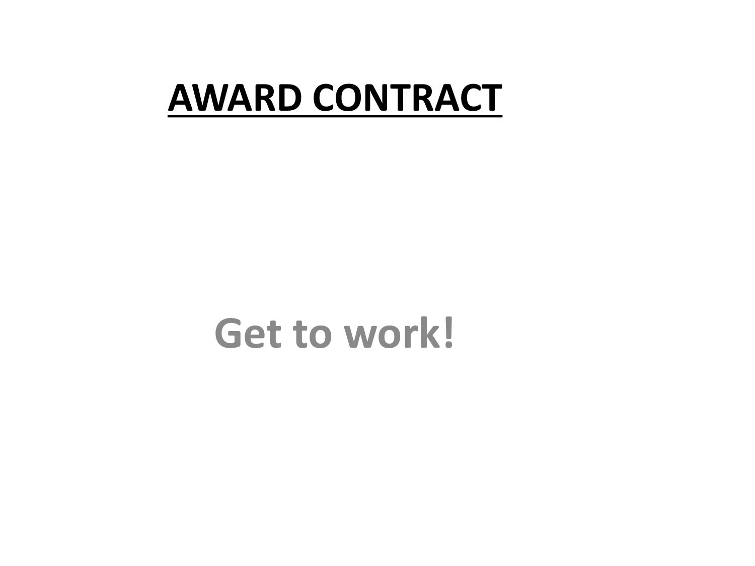# AWARD CONTRACT

**Get to work!**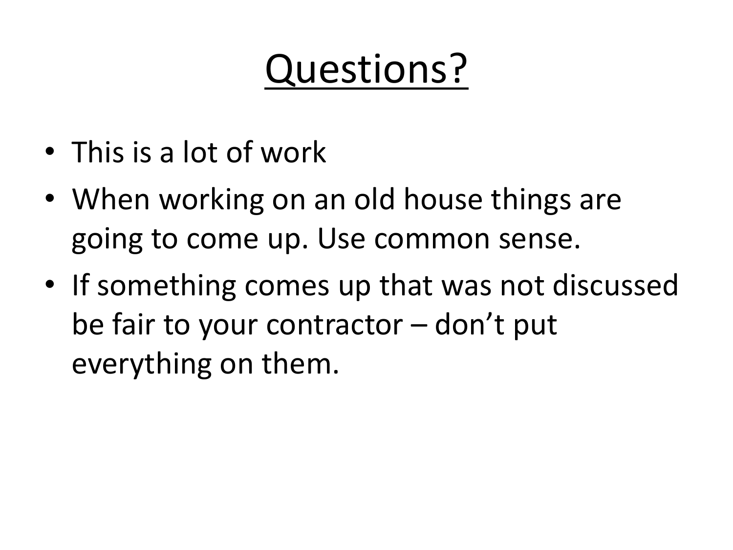# Questions?

- This is a lot of work
- When working on an old house things are going to come up. Use common sense.
- If something comes up that was not discussed be fair to your contractor – don't put everything on them.